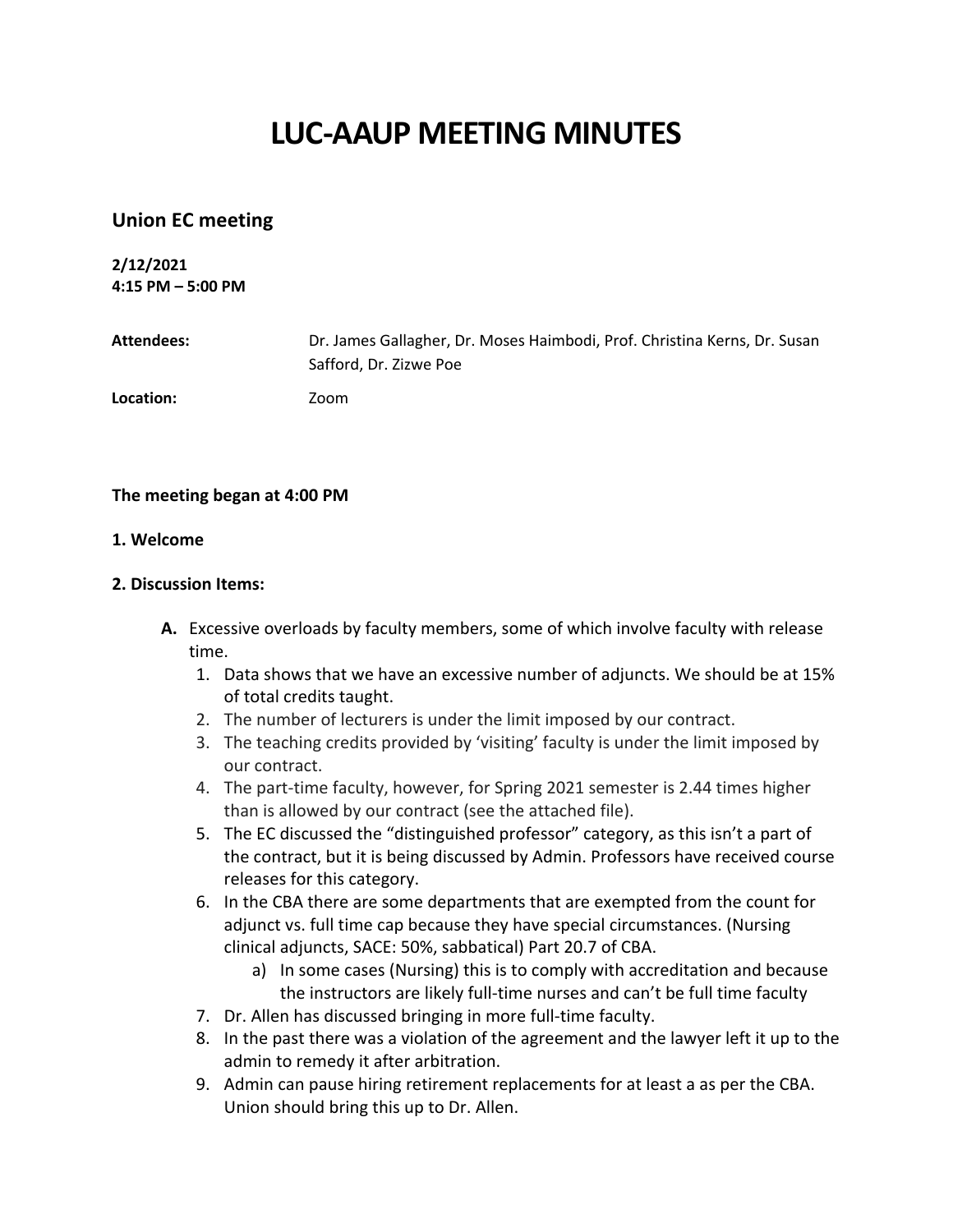# LUC-AAUP MEETING MINUTES

## Union EC meeting

**2/12/2021**
**4:15 PM – 5:00 PM**

| | |
|---|---|
| **Attendees:** | Dr. James Gallagher, Dr. Moses Haimbodi, Prof. Christina Kerns, Dr. Susan Safford, Dr. Zizwe Poe |
| **Location:** | Zoom |

**The meeting began at 4:00 PM**

**1. Welcome**

**2. Discussion Items:**

**A.** Excessive overloads by faculty members, some of which involve faculty with release time.

1. Data shows that we have an excessive number of adjuncts. We should be at 15% of total credits taught.
2. The number of lecturers is under the limit imposed by our contract.
3. The teaching credits provided by 'visiting' faculty is under the limit imposed by our contract.
4. The part-time faculty, however, for Spring 2021 semester is 2.44 times higher than is allowed by our contract (see the attached file).
5. The EC discussed the "distinguished professor" category, as this isn't a part of the contract, but it is being discussed by Admin. Professors have received course releases for this category.
6. In the CBA there are some departments that are exempted from the count for adjunct vs. full time cap because they have special circumstances. (Nursing clinical adjuncts, SACE: 50%, sabbatical) Part 20.7 of CBA.
   a) In some cases (Nursing) this is to comply with accreditation and because the instructors are likely full-time nurses and can't be full time faculty
7. Dr. Allen has discussed bringing in more full-time faculty.
8. In the past there was a violation of the agreement and the lawyer left it up to the admin to remedy it after arbitration.
9. Admin can pause hiring retirement replacements for at least a as per the CBA. Union should bring this up to Dr. Allen.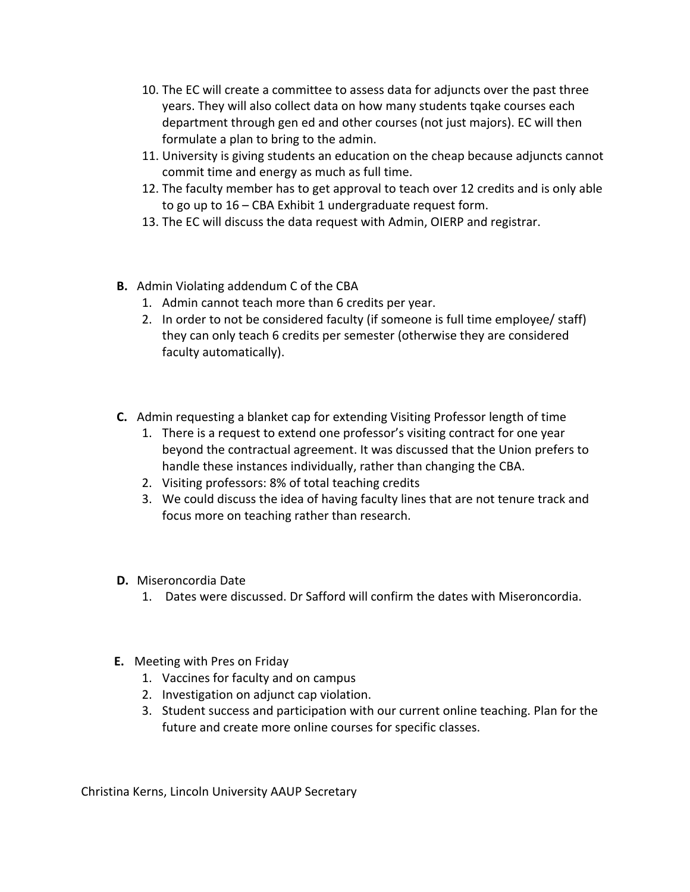10. The EC will create a committee to assess data for adjuncts over the past three years. They will also collect data on how many students tqake courses each department through gen ed and other courses (not just majors). EC will then formulate a plan to bring to the admin.
11. University is giving students an education on the cheap because adjuncts cannot commit time and energy as much as full time.
12. The faculty member has to get approval to teach over 12 credits and is only able to go up to 16 – CBA Exhibit 1 undergraduate request form.
13. The EC will discuss the data request with Admin, OIERP and registrar.

**B.** Admin Violating addendum C of the CBA

1. Admin cannot teach more than 6 credits per year.
2. In order to not be considered faculty (if someone is full time employee/ staff) they can only teach 6 credits per semester (otherwise they are considered faculty automatically).

**C.** Admin requesting a blanket cap for extending Visiting Professor length of time

1. There is a request to extend one professor's visiting contract for one year beyond the contractual agreement. It was discussed that the Union prefers to handle these instances individually, rather than changing the CBA.
2. Visiting professors: 8% of total teaching credits
3. We could discuss the idea of having faculty lines that are not tenure track and focus more on teaching rather than research.

**D.** Miseroncordia Date

1. Dates were discussed. Dr Safford will confirm the dates with Miseroncordia.

**E.** Meeting with Pres on Friday

1. Vaccines for faculty and on campus
2. Investigation on adjunct cap violation.
3. Student success and participation with our current online teaching. Plan for the future and create more online courses for specific classes.

Christina Kerns, Lincoln University AAUP Secretary